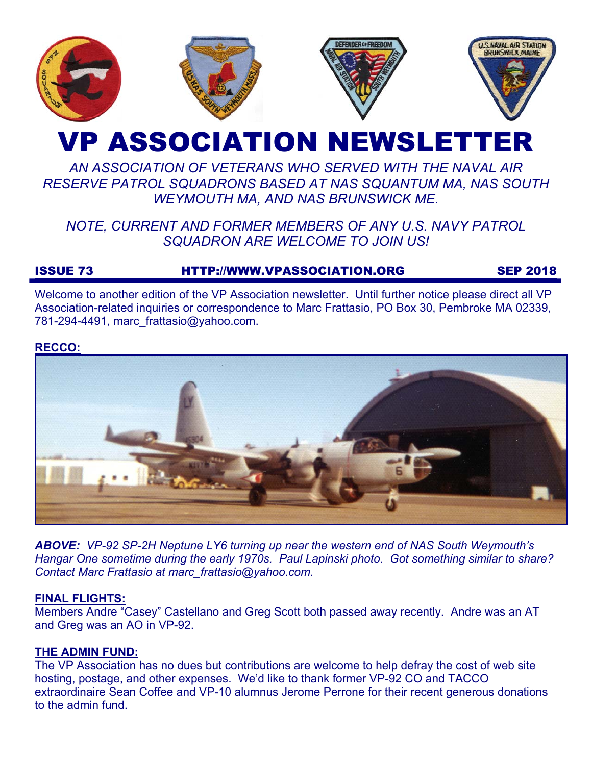# VP ASSOCIATION NEWSLETTER

*AN ASSOCIATION OF VETERANS WHO SERVED WITH THE NAVAL AIR RESERVE PATROL SQUADRONS BASED AT NAS SQUANTUM MA, NAS SOUTH WEYMOUTH MA, AND NAS BRUNSWICK ME.*

*NOTE, CURRENT AND FORMER MEMBERS OF ANY U.S. NAVY PATROL SQUADRON ARE WELCOME TO JOIN US!*

**ISSUE 73** | **HTTP://WWW.VPASSOCIATION.ORG** | **SEP 2018**

Welcome to another edition of the VP Association newsletter. Until further notice please direct all VP Association-related inquiries or correspondence to Marc Frattasio, PO Box 30, Pembroke MA 02339, 781-294-4491, marc_frattasio@yahoo.com.

## RECCO:

***ABOVE:*** *VP-92 SP-2H Neptune LY6 turning up near the western end of NAS South Weymouth's Hangar One sometime during the early 1970s. Paul Lapinski photo. Got something similar to share? Contact Marc Frattasio at marc_frattasio@yahoo.com.*

## FINAL FLIGHTS:

Members Andre "Casey" Castellano and Greg Scott both passed away recently. Andre was an AT and Greg was an AO in VP-92.

## THE ADMIN FUND:

The VP Association has no dues but contributions are welcome to help defray the cost of web site hosting, postage, and other expenses. We'd like to thank former VP-92 CO and TACCO extraordinaire Sean Coffee and VP-10 alumnus Jerome Perrone for their recent generous donations to the admin fund.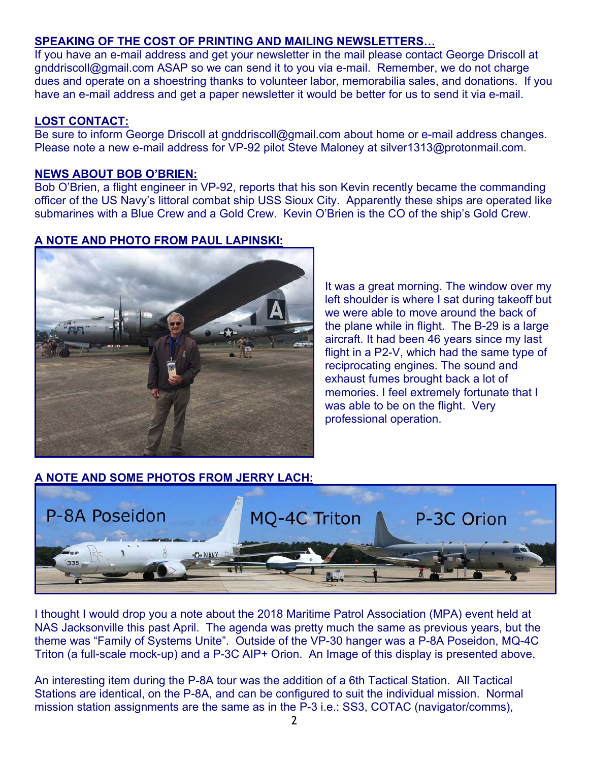## SPEAKING OF THE COST OF PRINTING AND MAILING NEWSLETTERS…

If you have an e-mail address and get your newsletter in the mail please contact George Driscoll at gnddriscoll@gmail.com ASAP so we can send it to you via e-mail. Remember, we do not charge dues and operate on a shoestring thanks to volunteer labor, memorabilia sales, and donations. If you have an e-mail address and get a paper newsletter it would be better for us to send it via e-mail.

## LOST CONTACT:

Be sure to inform George Driscoll at gnddriscoll@gmail.com about home or e-mail address changes. Please note a new e-mail address for VP-92 pilot Steve Maloney at silver1313@protonmail.com.

## NEWS ABOUT BOB O'BRIEN:

Bob O'Brien, a flight engineer in VP-92, reports that his son Kevin recently became the commanding officer of the US Navy's littoral combat ship USS Sioux City. Apparently these ships are operated like submarines with a Blue Crew and a Gold Crew. Kevin O'Brien is the CO of the ship's Gold Crew.

## A NOTE AND PHOTO FROM PAUL LAPINSKI:

It was a great morning. The window over my left shoulder is where I sat during takeoff but we were able to move around the back of the plane while in flight. The B-29 is a large aircraft. It had been 46 years since my last flight in a P2-V, which had the same type of reciprocating engines. The sound and exhaust fumes brought back a lot of memories. I feel extremely fortunate that I was able to be on the flight. Very professional operation.

## A NOTE AND SOME PHOTOS FROM JERRY LACH:

P-8A Poseidon MQ-4C Triton P-3C Orion

I thought I would drop you a note about the 2018 Maritime Patrol Association (MPA) event held at NAS Jacksonville this past April. The agenda was pretty much the same as previous years, but the theme was "Family of Systems Unite". Outside of the VP-30 hanger was a P-8A Poseidon, MQ-4C Triton (a full-scale mock-up) and a P-3C AIP+ Orion. An Image of this display is presented above.

An interesting item during the P-8A tour was the addition of a 6th Tactical Station. All Tactical Stations are identical, on the P-8A, and can be configured to suit the individual mission. Normal mission station assignments are the same as in the P-3 i.e.: SS3, COTAC (navigator/comms),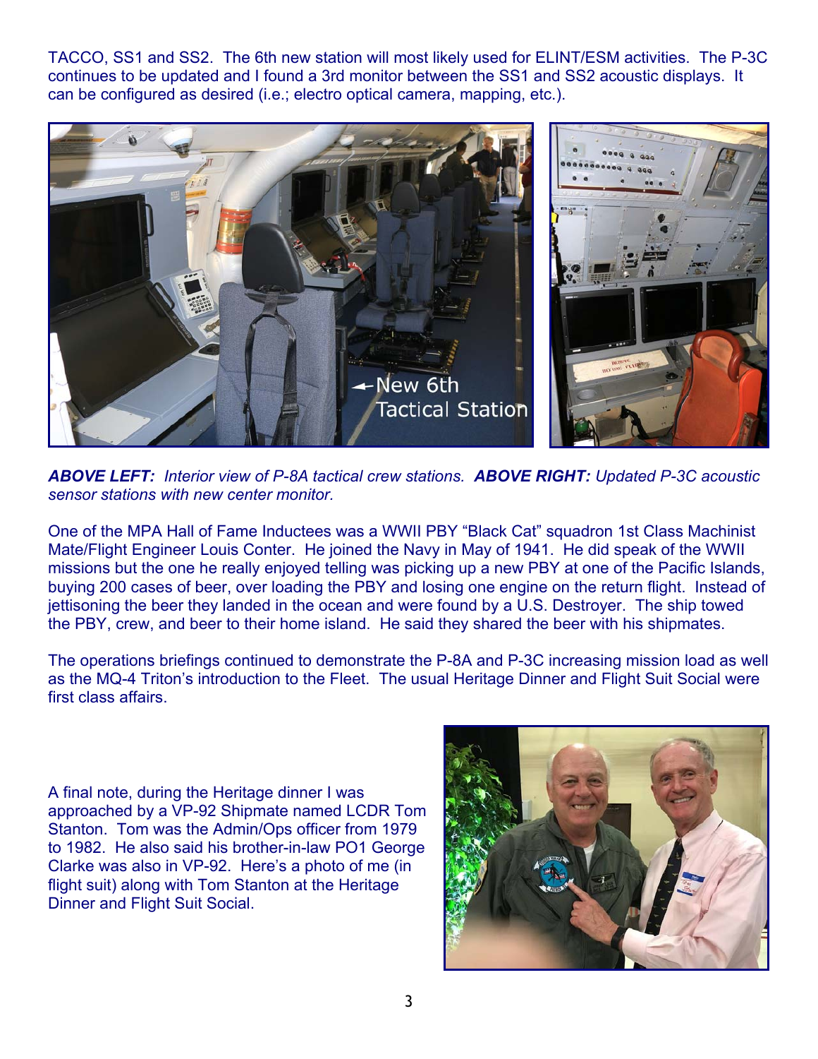TACCO, SS1 and SS2. The 6th new station will most likely used for ELINT/ESM activities. The P-3C continues to be updated and I found a 3rd monitor between the SS1 and SS2 acoustic displays. It can be configured as desired (i.e.; electro optical camera, mapping, etc.).

***ABOVE LEFT:*** *Interior view of P-8A tactical crew stations.* ***ABOVE RIGHT:*** *Updated P-3C acoustic sensor stations with new center monitor.*

One of the MPA Hall of Fame Inductees was a WWII PBY "Black Cat" squadron 1st Class Machinist Mate/Flight Engineer Louis Conter. He joined the Navy in May of 1941. He did speak of the WWII missions but the one he really enjoyed telling was picking up a new PBY at one of the Pacific Islands, buying 200 cases of beer, over loading the PBY and losing one engine on the return flight. Instead of jettisoning the beer they landed in the ocean and were found by a U.S. Destroyer. The ship towed the PBY, crew, and beer to their home island. He said they shared the beer with his shipmates.

The operations briefings continued to demonstrate the P-8A and P-3C increasing mission load as well as the MQ-4 Triton's introduction to the Fleet. The usual Heritage Dinner and Flight Suit Social were first class affairs.

A final note, during the Heritage dinner I was approached by a VP-92 Shipmate named LCDR Tom Stanton. Tom was the Admin/Ops officer from 1979 to 1982. He also said his brother-in-law PO1 George Clarke was also in VP-92. Here's a photo of me (in flight suit) along with Tom Stanton at the Heritage Dinner and Flight Suit Social.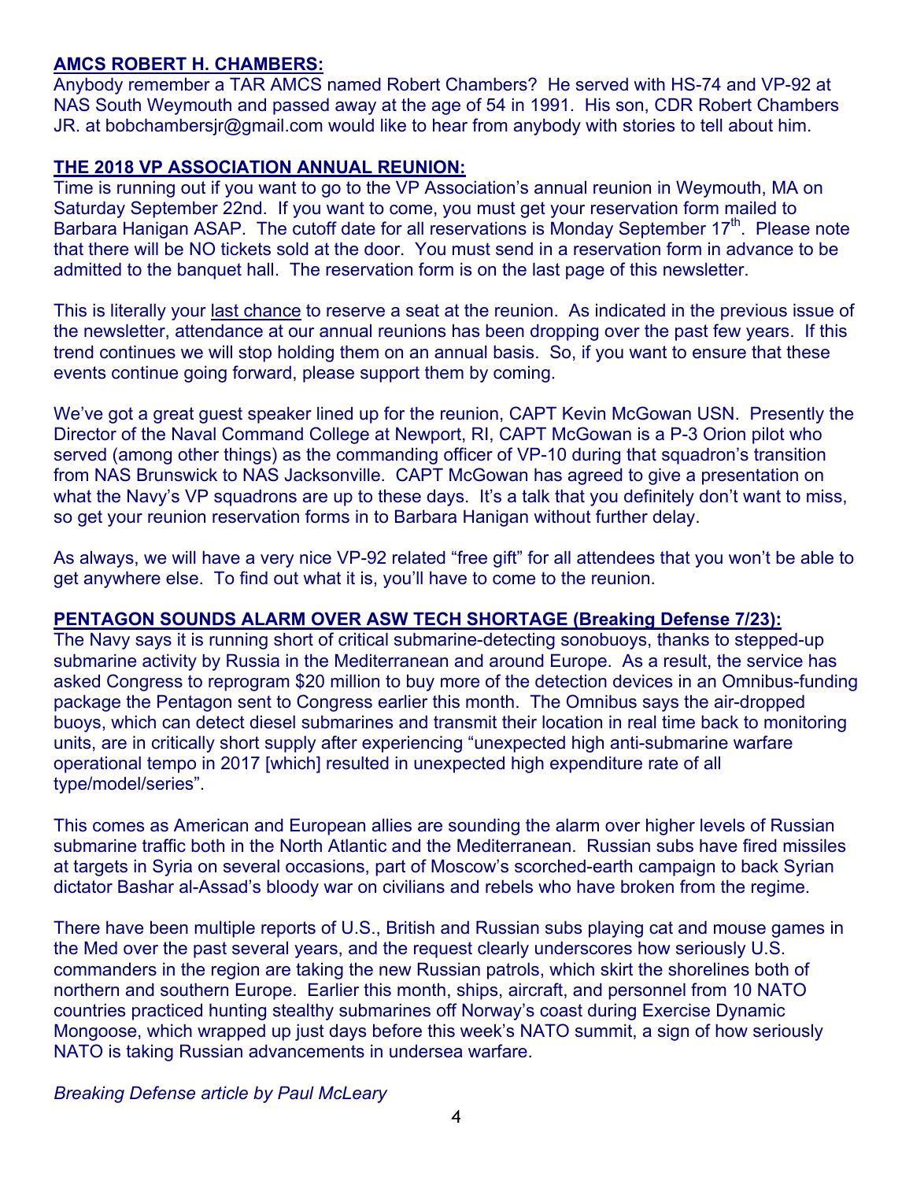**AMCS ROBERT H. CHAMBERS:**

Anybody remember a TAR AMCS named Robert Chambers? He served with HS-74 and VP-92 at NAS South Weymouth and passed away at the age of 54 in 1991. His son, CDR Robert Chambers JR. at bobchambersjr@gmail.com would like to hear from anybody with stories to tell about him.

**THE 2018 VP ASSOCIATION ANNUAL REUNION:**

Time is running out if you want to go to the VP Association's annual reunion in Weymouth, MA on Saturday September 22nd. If you want to come, you must get your reservation form mailed to Barbara Hanigan ASAP. The cutoff date for all reservations is Monday September 17th. Please note that there will be NO tickets sold at the door. You must send in a reservation form in advance to be admitted to the banquet hall. The reservation form is on the last page of this newsletter.

This is literally your last chance to reserve a seat at the reunion. As indicated in the previous issue of the newsletter, attendance at our annual reunions has been dropping over the past few years. If this trend continues we will stop holding them on an annual basis. So, if you want to ensure that these events continue going forward, please support them by coming.

We've got a great guest speaker lined up for the reunion, CAPT Kevin McGowan USN. Presently the Director of the Naval Command College at Newport, RI, CAPT McGowan is a P-3 Orion pilot who served (among other things) as the commanding officer of VP-10 during that squadron's transition from NAS Brunswick to NAS Jacksonville. CAPT McGowan has agreed to give a presentation on what the Navy's VP squadrons are up to these days. It's a talk that you definitely don't want to miss, so get your reunion reservation forms in to Barbara Hanigan without further delay.

As always, we will have a very nice VP-92 related "free gift" for all attendees that you won't be able to get anywhere else. To find out what it is, you'll have to come to the reunion.

**PENTAGON SOUNDS ALARM OVER ASW TECH SHORTAGE (Breaking Defense 7/23):**

The Navy says it is running short of critical submarine-detecting sonobuoys, thanks to stepped-up submarine activity by Russia in the Mediterranean and around Europe. As a result, the service has asked Congress to reprogram $20 million to buy more of the detection devices in an Omnibus-funding package the Pentagon sent to Congress earlier this month. The Omnibus says the air-dropped buoys, which can detect diesel submarines and transmit their location in real time back to monitoring units, are in critically short supply after experiencing "unexpected high anti-submarine warfare operational tempo in 2017 [which] resulted in unexpected high expenditure rate of all type/model/series".

This comes as American and European allies are sounding the alarm over higher levels of Russian submarine traffic both in the North Atlantic and the Mediterranean. Russian subs have fired missiles at targets in Syria on several occasions, part of Moscow's scorched-earth campaign to back Syrian dictator Bashar al-Assad's bloody war on civilians and rebels who have broken from the regime.

There have been multiple reports of U.S., British and Russian subs playing cat and mouse games in the Med over the past several years, and the request clearly underscores how seriously U.S. commanders in the region are taking the new Russian patrols, which skirt the shorelines both of northern and southern Europe. Earlier this month, ships, aircraft, and personnel from 10 NATO countries practiced hunting stealthy submarines off Norway's coast during Exercise Dynamic Mongoose, which wrapped up just days before this week's NATO summit, a sign of how seriously NATO is taking Russian advancements in undersea warfare.

*Breaking Defense article by Paul McLeary*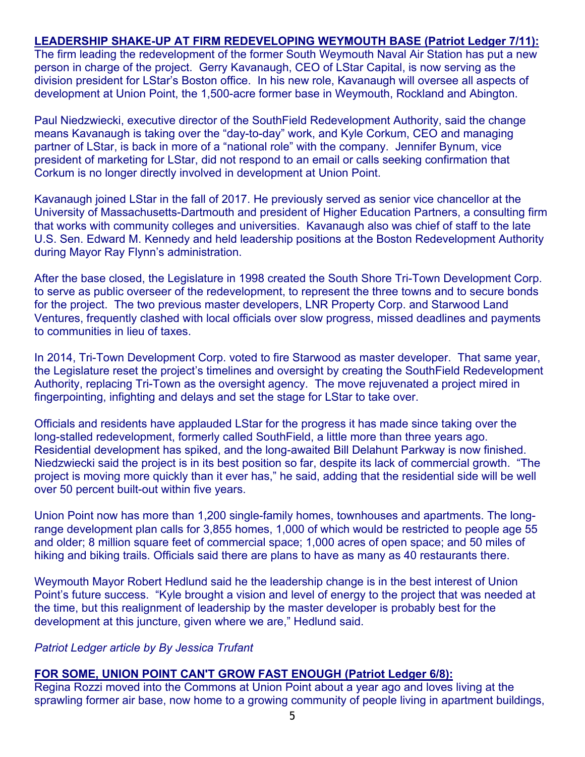**LEADERSHIP SHAKE-UP AT FIRM REDEVELOPING WEYMOUTH BASE (Patriot Ledger 7/11):**

The firm leading the redevelopment of the former South Weymouth Naval Air Station has put a new person in charge of the project. Gerry Kavanaugh, CEO of LStar Capital, is now serving as the division president for LStar's Boston office. In his new role, Kavanaugh will oversee all aspects of development at Union Point, the 1,500-acre former base in Weymouth, Rockland and Abington.

Paul Niedzwiecki, executive director of the SouthField Redevelopment Authority, said the change means Kavanaugh is taking over the "day-to-day" work, and Kyle Corkum, CEO and managing partner of LStar, is back in more of a "national role" with the company. Jennifer Bynum, vice president of marketing for LStar, did not respond to an email or calls seeking confirmation that Corkum is no longer directly involved in development at Union Point.

Kavanaugh joined LStar in the fall of 2017. He previously served as senior vice chancellor at the University of Massachusetts-Dartmouth and president of Higher Education Partners, a consulting firm that works with community colleges and universities. Kavanaugh also was chief of staff to the late U.S. Sen. Edward M. Kennedy and held leadership positions at the Boston Redevelopment Authority during Mayor Ray Flynn's administration.

After the base closed, the Legislature in 1998 created the South Shore Tri-Town Development Corp. to serve as public overseer of the redevelopment, to represent the three towns and to secure bonds for the project. The two previous master developers, LNR Property Corp. and Starwood Land Ventures, frequently clashed with local officials over slow progress, missed deadlines and payments to communities in lieu of taxes.

In 2014, Tri-Town Development Corp. voted to fire Starwood as master developer. That same year, the Legislature reset the project's timelines and oversight by creating the SouthField Redevelopment Authority, replacing Tri-Town as the oversight agency. The move rejuvenated a project mired in fingerpointing, infighting and delays and set the stage for LStar to take over.

Officials and residents have applauded LStar for the progress it has made since taking over the long-stalled redevelopment, formerly called SouthField, a little more than three years ago. Residential development has spiked, and the long-awaited Bill Delahunt Parkway is now finished. Niedzwiecki said the project is in its best position so far, despite its lack of commercial growth. "The project is moving more quickly than it ever has," he said, adding that the residential side will be well over 50 percent built-out within five years.

Union Point now has more than 1,200 single-family homes, townhouses and apartments. The long-range development plan calls for 3,855 homes, 1,000 of which would be restricted to people age 55 and older; 8 million square feet of commercial space; 1,000 acres of open space; and 50 miles of hiking and biking trails. Officials said there are plans to have as many as 40 restaurants there.

Weymouth Mayor Robert Hedlund said he the leadership change is in the best interest of Union Point's future success. "Kyle brought a vision and level of energy to the project that was needed at the time, but this realignment of leadership by the master developer is probably best for the development at this juncture, given where we are," Hedlund said.

*Patriot Ledger article by By Jessica Trufant*

**FOR SOME, UNION POINT CAN'T GROW FAST ENOUGH (Patriot Ledger 6/8):**

Regina Rozzi moved into the Commons at Union Point about a year ago and loves living at the sprawling former air base, now home to a growing community of people living in apartment buildings,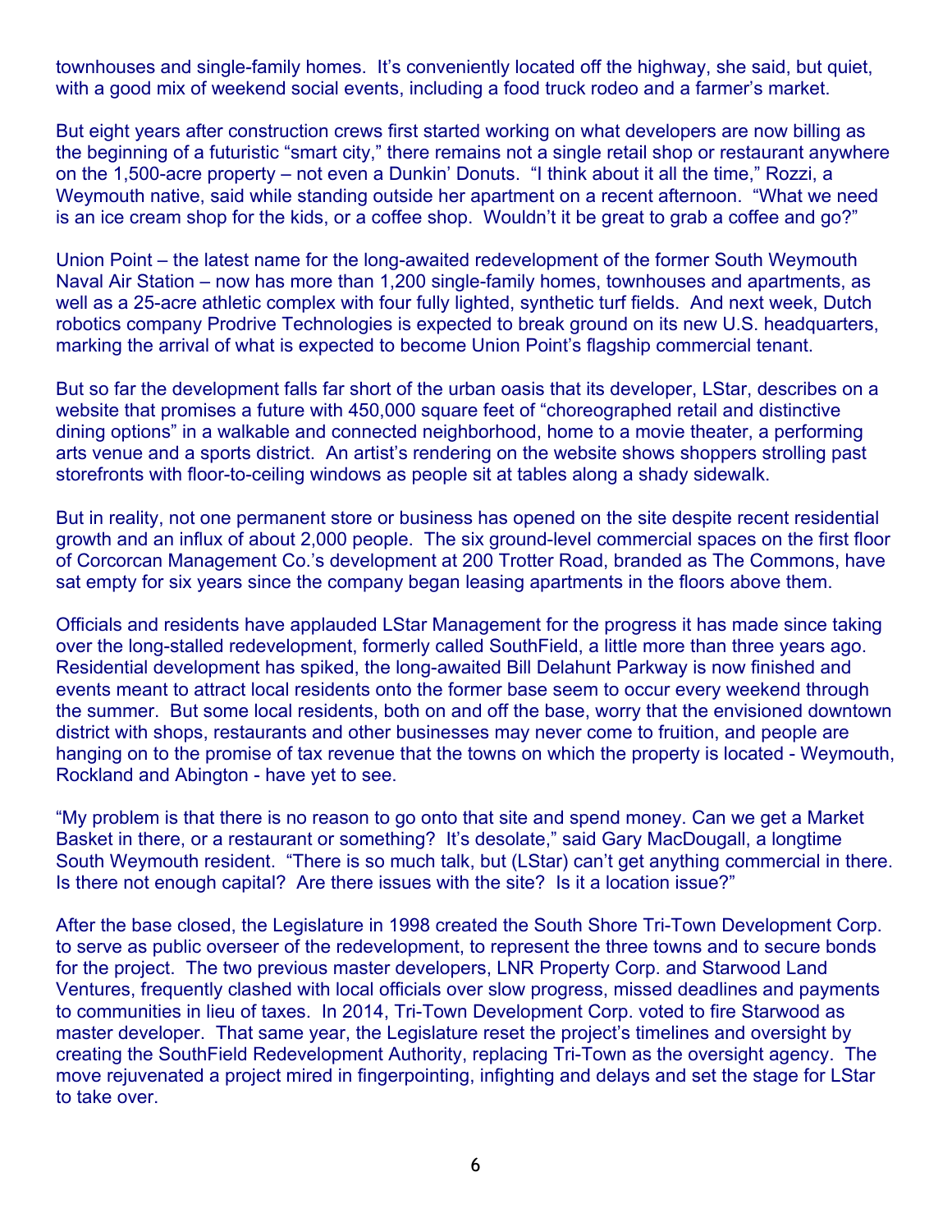townhouses and single-family homes. It's conveniently located off the highway, she said, but quiet, with a good mix of weekend social events, including a food truck rodeo and a farmer's market.

But eight years after construction crews first started working on what developers are now billing as the beginning of a futuristic "smart city," there remains not a single retail shop or restaurant anywhere on the 1,500-acre property – not even a Dunkin' Donuts. "I think about it all the time," Rozzi, a Weymouth native, said while standing outside her apartment on a recent afternoon. "What we need is an ice cream shop for the kids, or a coffee shop. Wouldn't it be great to grab a coffee and go?"

Union Point – the latest name for the long-awaited redevelopment of the former South Weymouth Naval Air Station – now has more than 1,200 single-family homes, townhouses and apartments, as well as a 25-acre athletic complex with four fully lighted, synthetic turf fields. And next week, Dutch robotics company Prodrive Technologies is expected to break ground on its new U.S. headquarters, marking the arrival of what is expected to become Union Point's flagship commercial tenant.

But so far the development falls far short of the urban oasis that its developer, LStar, describes on a website that promises a future with 450,000 square feet of "choreographed retail and distinctive dining options" in a walkable and connected neighborhood, home to a movie theater, a performing arts venue and a sports district. An artist's rendering on the website shows shoppers strolling past storefronts with floor-to-ceiling windows as people sit at tables along a shady sidewalk.

But in reality, not one permanent store or business has opened on the site despite recent residential growth and an influx of about 2,000 people. The six ground-level commercial spaces on the first floor of Corcorcan Management Co.'s development at 200 Trotter Road, branded as The Commons, have sat empty for six years since the company began leasing apartments in the floors above them.

Officials and residents have applauded LStar Management for the progress it has made since taking over the long-stalled redevelopment, formerly called SouthField, a little more than three years ago. Residential development has spiked, the long-awaited Bill Delahunt Parkway is now finished and events meant to attract local residents onto the former base seem to occur every weekend through the summer. But some local residents, both on and off the base, worry that the envisioned downtown district with shops, restaurants and other businesses may never come to fruition, and people are hanging on to the promise of tax revenue that the towns on which the property is located - Weymouth, Rockland and Abington - have yet to see.

"My problem is that there is no reason to go onto that site and spend money. Can we get a Market Basket in there, or a restaurant or something? It's desolate," said Gary MacDougall, a longtime South Weymouth resident. "There is so much talk, but (LStar) can't get anything commercial in there. Is there not enough capital? Are there issues with the site? Is it a location issue?"

After the base closed, the Legislature in 1998 created the South Shore Tri-Town Development Corp. to serve as public overseer of the redevelopment, to represent the three towns and to secure bonds for the project. The two previous master developers, LNR Property Corp. and Starwood Land Ventures, frequently clashed with local officials over slow progress, missed deadlines and payments to communities in lieu of taxes. In 2014, Tri-Town Development Corp. voted to fire Starwood as master developer. That same year, the Legislature reset the project's timelines and oversight by creating the SouthField Redevelopment Authority, replacing Tri-Town as the oversight agency. The move rejuvenated a project mired in fingerpointing, infighting and delays and set the stage for LStar to take over.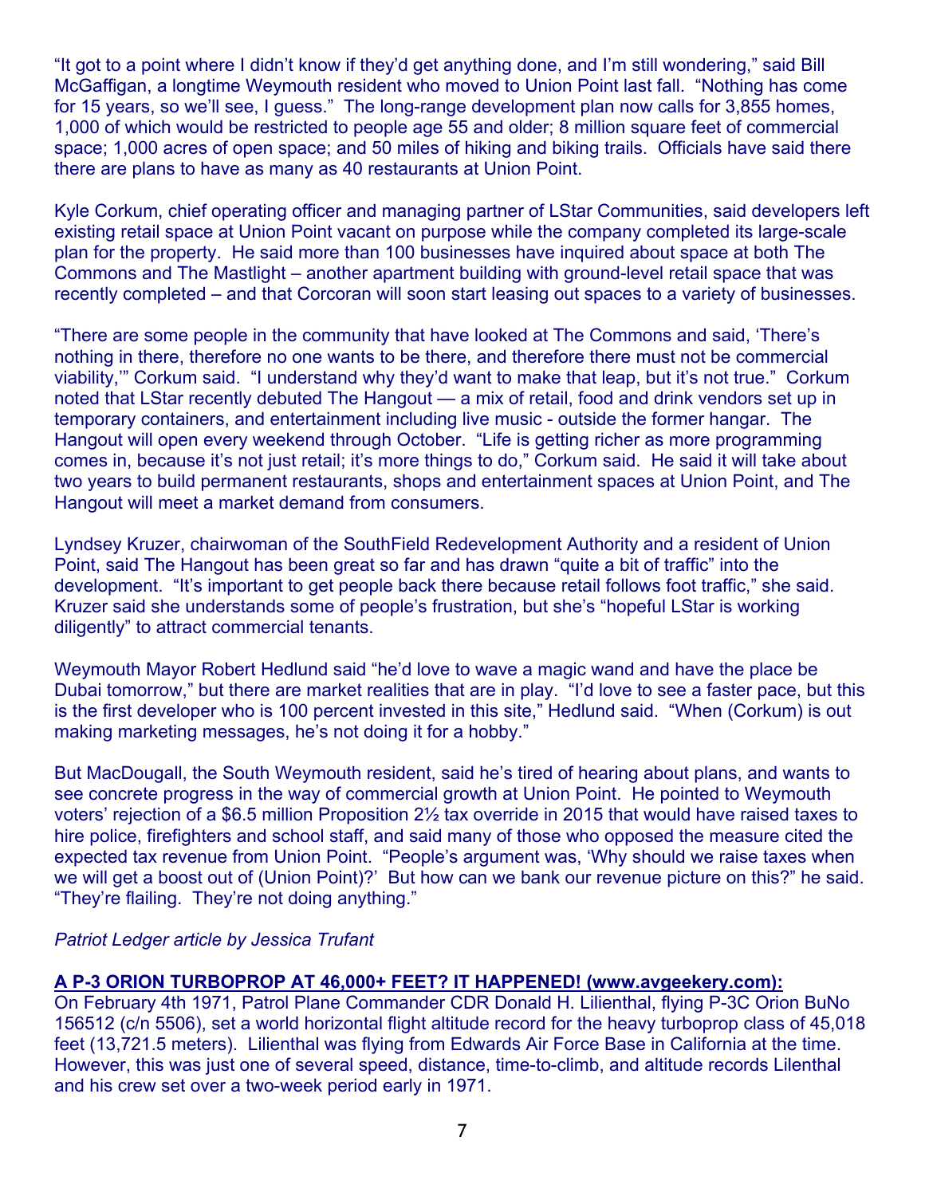"It got to a point where I didn't know if they'd get anything done, and I'm still wondering," said Bill McGaffigan, a longtime Weymouth resident who moved to Union Point last fall. "Nothing has come for 15 years, so we'll see, I guess." The long-range development plan now calls for 3,855 homes, 1,000 of which would be restricted to people age 55 and older; 8 million square feet of commercial space; 1,000 acres of open space; and 50 miles of hiking and biking trails. Officials have said there there are plans to have as many as 40 restaurants at Union Point.

Kyle Corkum, chief operating officer and managing partner of LStar Communities, said developers left existing retail space at Union Point vacant on purpose while the company completed its large-scale plan for the property. He said more than 100 businesses have inquired about space at both The Commons and The Mastlight – another apartment building with ground-level retail space that was recently completed – and that Corcoran will soon start leasing out spaces to a variety of businesses.

"There are some people in the community that have looked at The Commons and said, 'There's nothing in there, therefore no one wants to be there, and therefore there must not be commercial viability,'" Corkum said. "I understand why they'd want to make that leap, but it's not true." Corkum noted that LStar recently debuted The Hangout — a mix of retail, food and drink vendors set up in temporary containers, and entertainment including live music - outside the former hangar. The Hangout will open every weekend through October. "Life is getting richer as more programming comes in, because it's not just retail; it's more things to do," Corkum said. He said it will take about two years to build permanent restaurants, shops and entertainment spaces at Union Point, and The Hangout will meet a market demand from consumers.

Lyndsey Kruzer, chairwoman of the SouthField Redevelopment Authority and a resident of Union Point, said The Hangout has been great so far and has drawn "quite a bit of traffic" into the development. "It's important to get people back there because retail follows foot traffic," she said. Kruzer said she understands some of people's frustration, but she's "hopeful LStar is working diligently" to attract commercial tenants.

Weymouth Mayor Robert Hedlund said "he'd love to wave a magic wand and have the place be Dubai tomorrow," but there are market realities that are in play. "I'd love to see a faster pace, but this is the first developer who is 100 percent invested in this site," Hedlund said. "When (Corkum) is out making marketing messages, he's not doing it for a hobby."

But MacDougall, the South Weymouth resident, said he's tired of hearing about plans, and wants to see concrete progress in the way of commercial growth at Union Point. He pointed to Weymouth voters' rejection of a $6.5 million Proposition 2½ tax override in 2015 that would have raised taxes to hire police, firefighters and school staff, and said many of those who opposed the measure cited the expected tax revenue from Union Point. "People's argument was, 'Why should we raise taxes when we will get a boost out of (Union Point)?' But how can we bank our revenue picture on this?" he said. "They're flailing. They're not doing anything."

*Patriot Ledger article by Jessica Trufant*

**A P-3 ORION TURBOPROP AT 46,000+ FEET? IT HAPPENED! (www.avgeekery.com):**

On February 4th 1971, Patrol Plane Commander CDR Donald H. Lilienthal, flying P-3C Orion BuNo 156512 (c/n 5506), set a world horizontal flight altitude record for the heavy turboprop class of 45,018 feet (13,721.5 meters). Lilienthal was flying from Edwards Air Force Base in California at the time. However, this was just one of several speed, distance, time-to-climb, and altitude records Lilenthal and his crew set over a two-week period early in 1971.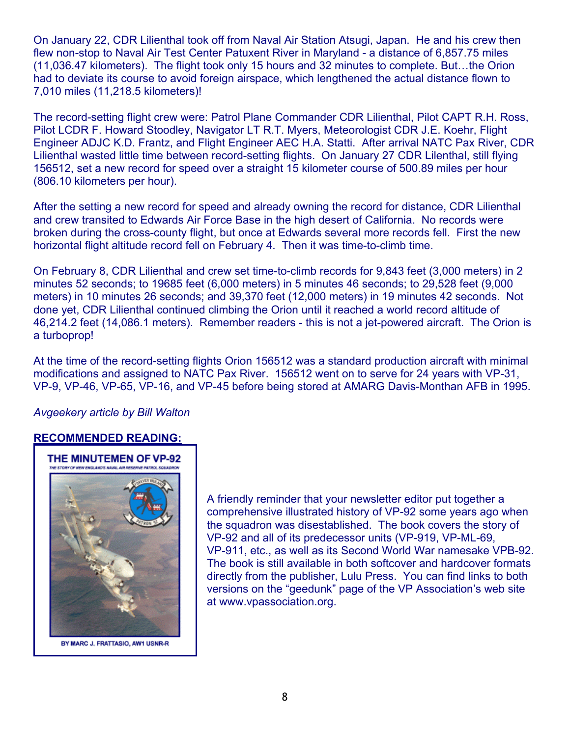On January 22, CDR Lilienthal took off from Naval Air Station Atsugi, Japan. He and his crew then flew non-stop to Naval Air Test Center Patuxent River in Maryland - a distance of 6,857.75 miles (11,036.47 kilometers). The flight took only 15 hours and 32 minutes to complete. But…the Orion had to deviate its course to avoid foreign airspace, which lengthened the actual distance flown to 7,010 miles (11,218.5 kilometers)!

The record-setting flight crew were: Patrol Plane Commander CDR Lilienthal, Pilot CAPT R.H. Ross, Pilot LCDR F. Howard Stoodley, Navigator LT R.T. Myers, Meteorologist CDR J.E. Koehr, Flight Engineer ADJC K.D. Frantz, and Flight Engineer AEC H.A. Statti. After arrival NATC Pax River, CDR Lilienthal wasted little time between record-setting flights. On January 27 CDR Lilenthal, still flying 156512, set a new record for speed over a straight 15 kilometer course of 500.89 miles per hour (806.10 kilometers per hour).

After the setting a new record for speed and already owning the record for distance, CDR Lilienthal and crew transited to Edwards Air Force Base in the high desert of California. No records were broken during the cross-county flight, but once at Edwards several more records fell. First the new horizontal flight altitude record fell on February 4. Then it was time-to-climb time.

On February 8, CDR Lilienthal and crew set time-to-climb records for 9,843 feet (3,000 meters) in 2 minutes 52 seconds; to 19685 feet (6,000 meters) in 5 minutes 46 seconds; to 29,528 feet (9,000 meters) in 10 minutes 26 seconds; and 39,370 feet (12,000 meters) in 19 minutes 42 seconds. Not done yet, CDR Lilienthal continued climbing the Orion until it reached a world record altitude of 46,214.2 feet (14,086.1 meters). Remember readers - this is not a jet-powered aircraft. The Orion is a turboprop!

At the time of the record-setting flights Orion 156512 was a standard production aircraft with minimal modifications and assigned to NATC Pax River. 156512 went on to serve for 24 years with VP-31, VP-9, VP-46, VP-65, VP-16, and VP-45 before being stored at AMARG Davis-Monthan AFB in 1995.

*Avgeekery article by Bill Walton*

**RECOMMENDED READING:**

**THE MINUTEMEN OF VP-92**

*THE STORY OF NEW ENGLAND'S NAVAL AIR RESERVE PATROL SQUADRON*

BY MARC J. FRATTASIO, AW1 USNR-R

A friendly reminder that your newsletter editor put together a comprehensive illustrated history of VP-92 some years ago when the squadron was disestablished. The book covers the story of VP-92 and all of its predecessor units (VP-919, VP-ML-69, VP-911, etc., as well as its Second World War namesake VPB-92. The book is still available in both softcover and hardcover formats directly from the publisher, Lulu Press. You can find links to both versions on the "geedunk" page of the VP Association's web site at www.vpassociation.org.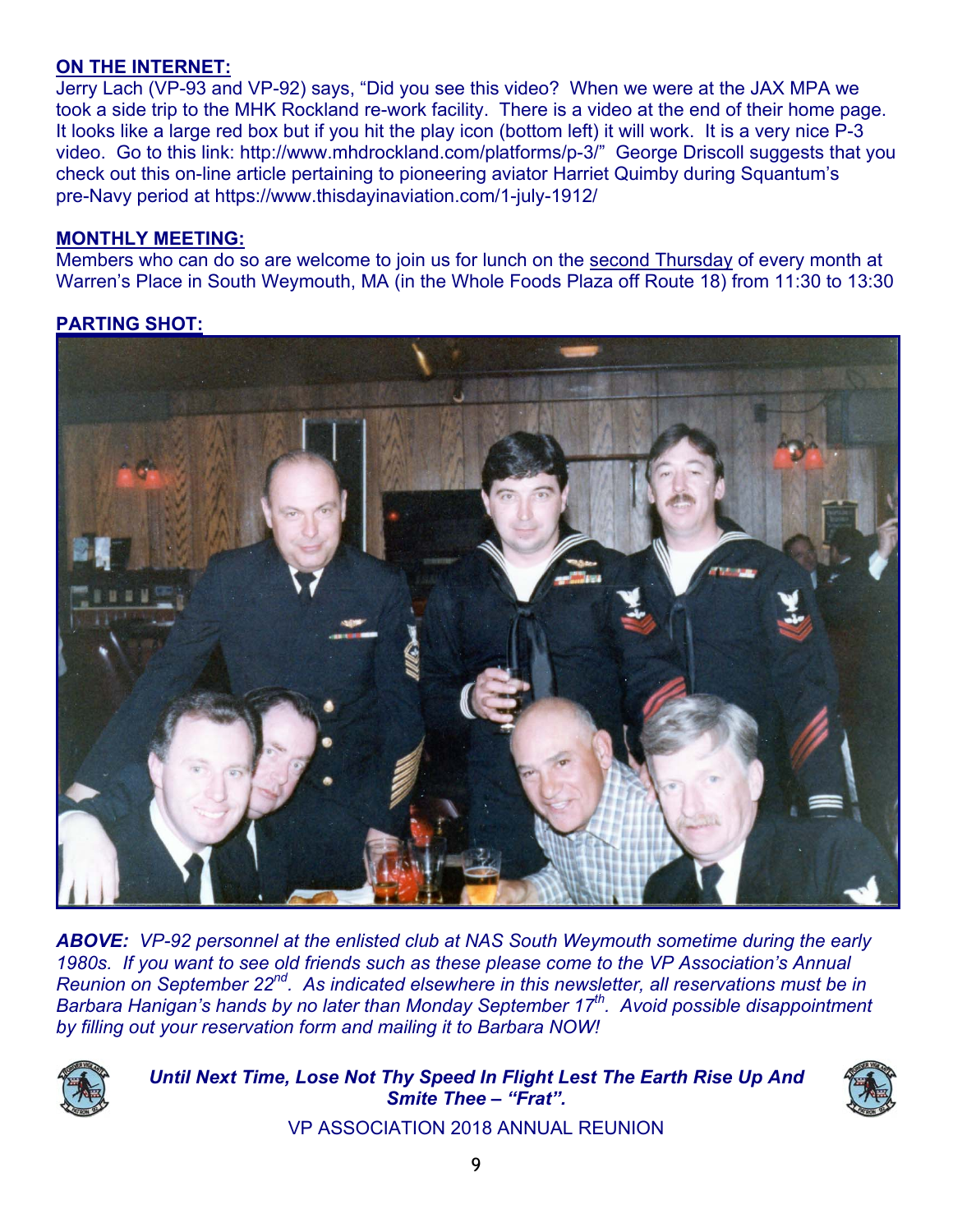## ON THE INTERNET:

Jerry Lach (VP-93 and VP-92) says, "Did you see this video? When we were at the JAX MPA we took a side trip to the MHK Rockland re-work facility. There is a video at the end of their home page. It looks like a large red box but if you hit the play icon (bottom left) it will work. It is a very nice P-3 video. Go to this link: http://www.mhdrockland.com/platforms/p-3/" George Driscoll suggests that you check out this on-line article pertaining to pioneering aviator Harriet Quimby during Squantum's pre-Navy period at https://www.thisdayinaviation.com/1-july-1912/

## MONTHLY MEETING:

Members who can do so are welcome to join us for lunch on the second Thursday of every month at Warren's Place in South Weymouth, MA (in the Whole Foods Plaza off Route 18) from 11:30 to 13:30

## PARTING SHOT:

***ABOVE:*** *VP-92 personnel at the enlisted club at NAS South Weymouth sometime during the early 1980s. If you want to see old friends such as these please come to the VP Association's Annual Reunion on September 22nd. As indicated elsewhere in this newsletter, all reservations must be in Barbara Hanigan's hands by no later than Monday September 17th. Avoid possible disappointment by filling out your reservation form and mailing it to Barbara NOW!*

***Until Next Time, Lose Not Thy Speed In Flight Lest The Earth Rise Up And Smite Thee – "Frat".***

VP ASSOCIATION 2018 ANNUAL REUNION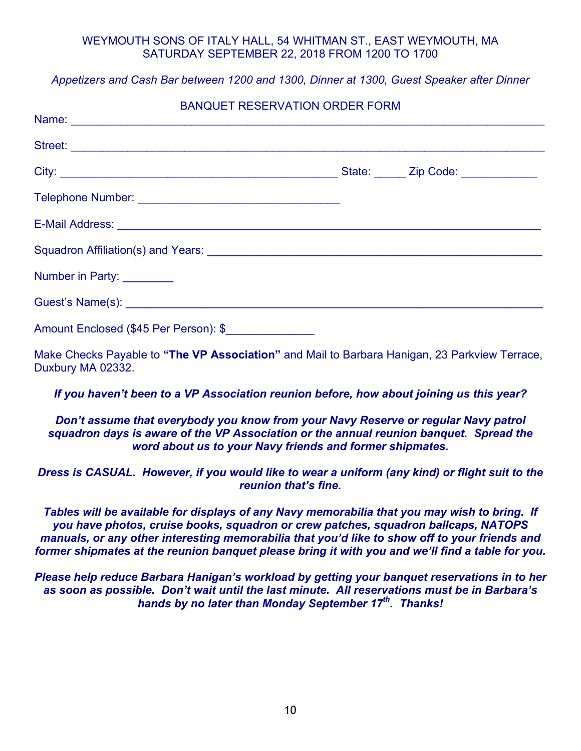WEYMOUTH SONS OF ITALY HALL, 54 WHITMAN ST., EAST WEYMOUTH, MA
SATURDAY SEPTEMBER 22, 2018 FROM 1200 TO 1700

*Appetizers and Cash Bar between 1200 and 1300, Dinner at 1300, Guest Speaker after Dinner*

BANQUET RESERVATION ORDER FORM

Name: ___________________________________________________________________________

Street: __________________________________________________________________________

City: ____________________________________________ State: _____ Zip Code: ____________

Telephone Number: ________________________________

E-Mail Address: ____________________________________________________________________

Squadron Affiliation(s) and Years: _____________________________________________________

Number in Party: ________

Guest's Name(s): ___________________________________________________________________

Amount Enclosed ($45 Per Person): $______________

Make Checks Payable to **"The VP Association"** and Mail to Barbara Hanigan, 23 Parkview Terrace, Duxbury MA 02332.

***If you haven't been to a VP Association reunion before, how about joining us this year?***

***Don't assume that everybody you know from your Navy Reserve or regular Navy patrol squadron days is aware of the VP Association or the annual reunion banquet. Spread the word about us to your Navy friends and former shipmates.***

***Dress is CASUAL. However, if you would like to wear a uniform (any kind) or flight suit to the reunion that's fine.***

***Tables will be available for displays of any Navy memorabilia that you may wish to bring. If you have photos, cruise books, squadron or crew patches, squadron ballcaps, NATOPS manuals, or any other interesting memorabilia that you'd like to show off to your friends and former shipmates at the reunion banquet please bring it with you and we'll find a table for you.***

***Please help reduce Barbara Hanigan's workload by getting your banquet reservations in to her as soon as possible. Don't wait until the last minute. All reservations must be in Barbara's hands by no later than Monday September 17th. Thanks!***